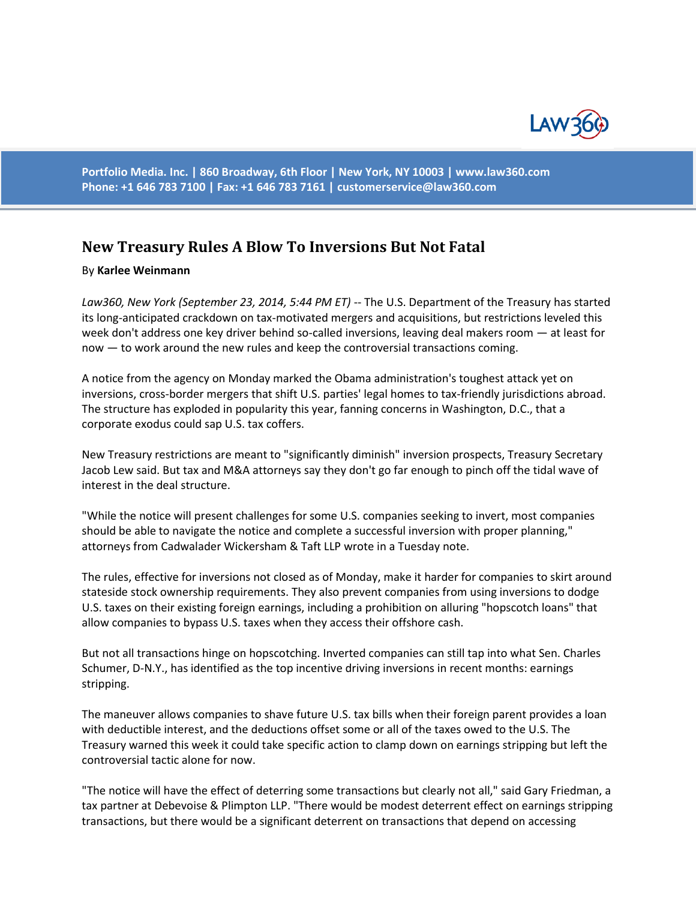Portfolio Media. Inc. | 860 Broadway, 6th Floor | New York, NY 10003 | www.law360.com
Phone: +1 646 783 7100 | Fax: +1 646 783 7161 | customerservice@law360.com

# New Treasury Rules A Blow To Inversions But Not Fatal

By **Karlee Weinmann**

*Law360, New York (September 23, 2014, 5:44 PM ET)* -- The U.S. Department of the Treasury has started its long-anticipated crackdown on tax-motivated mergers and acquisitions, but restrictions leveled this week don't address one key driver behind so-called inversions, leaving deal makers room — at least for now — to work around the new rules and keep the controversial transactions coming.

A notice from the agency on Monday marked the Obama administration's toughest attack yet on inversions, cross-border mergers that shift U.S. parties' legal homes to tax-friendly jurisdictions abroad. The structure has exploded in popularity this year, fanning concerns in Washington, D.C., that a corporate exodus could sap U.S. tax coffers.

New Treasury restrictions are meant to "significantly diminish" inversion prospects, Treasury Secretary Jacob Lew said. But tax and M&A attorneys say they don't go far enough to pinch off the tidal wave of interest in the deal structure.

"While the notice will present challenges for some U.S. companies seeking to invert, most companies should be able to navigate the notice and complete a successful inversion with proper planning," attorneys from Cadwalader Wickersham & Taft LLP wrote in a Tuesday note.

The rules, effective for inversions not closed as of Monday, make it harder for companies to skirt around stateside stock ownership requirements. They also prevent companies from using inversions to dodge U.S. taxes on their existing foreign earnings, including a prohibition on alluring "hopscotch loans" that allow companies to bypass U.S. taxes when they access their offshore cash.

But not all transactions hinge on hopscotching. Inverted companies can still tap into what Sen. Charles Schumer, D-N.Y., has identified as the top incentive driving inversions in recent months: earnings stripping.

The maneuver allows companies to shave future U.S. tax bills when their foreign parent provides a loan with deductible interest, and the deductions offset some or all of the taxes owed to the U.S. The Treasury warned this week it could take specific action to clamp down on earnings stripping but left the controversial tactic alone for now.

"The notice will have the effect of deterring some transactions but clearly not all," said Gary Friedman, a tax partner at Debevoise & Plimpton LLP. "There would be modest deterrent effect on earnings stripping transactions, but there would be a significant deterrent on transactions that depend on accessing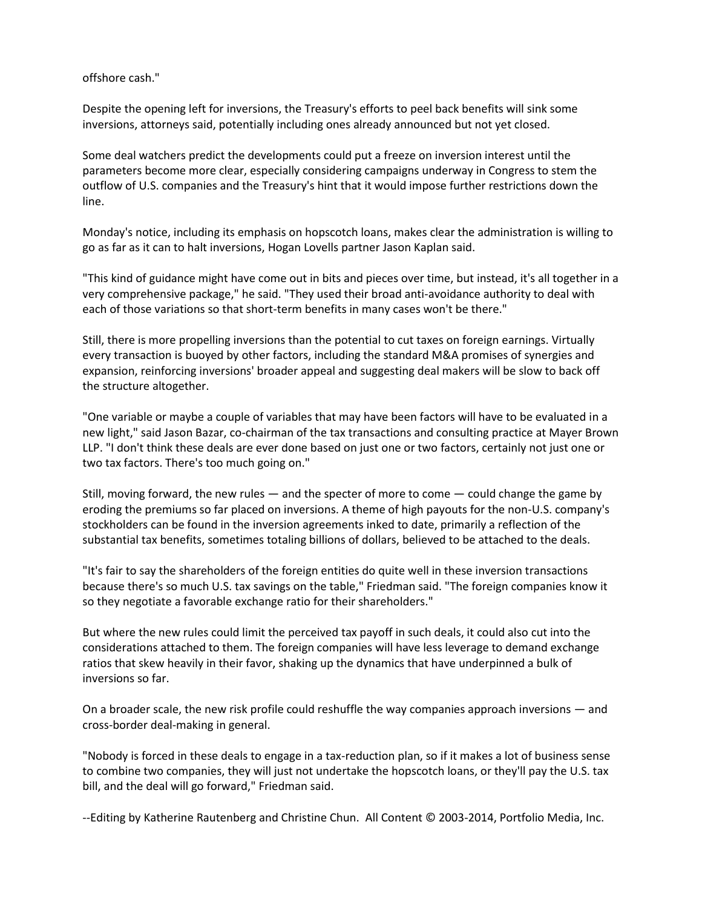offshore cash."

Despite the opening left for inversions, the Treasury's efforts to peel back benefits will sink some inversions, attorneys said, potentially including ones already announced but not yet closed.

Some deal watchers predict the developments could put a freeze on inversion interest until the parameters become more clear, especially considering campaigns underway in Congress to stem the outflow of U.S. companies and the Treasury's hint that it would impose further restrictions down the line.

Monday's notice, including its emphasis on hopscotch loans, makes clear the administration is willing to go as far as it can to halt inversions, Hogan Lovells partner Jason Kaplan said.

"This kind of guidance might have come out in bits and pieces over time, but instead, it's all together in a very comprehensive package," he said. "They used their broad anti-avoidance authority to deal with each of those variations so that short-term benefits in many cases won't be there."

Still, there is more propelling inversions than the potential to cut taxes on foreign earnings. Virtually every transaction is buoyed by other factors, including the standard M&A promises of synergies and expansion, reinforcing inversions' broader appeal and suggesting deal makers will be slow to back off the structure altogether.

"One variable or maybe a couple of variables that may have been factors will have to be evaluated in a new light," said Jason Bazar, co-chairman of the tax transactions and consulting practice at Mayer Brown LLP. "I don't think these deals are ever done based on just one or two factors, certainly not just one or two tax factors. There's too much going on."

Still, moving forward, the new rules — and the specter of more to come — could change the game by eroding the premiums so far placed on inversions. A theme of high payouts for the non-U.S. company's stockholders can be found in the inversion agreements inked to date, primarily a reflection of the substantial tax benefits, sometimes totaling billions of dollars, believed to be attached to the deals.

"It's fair to say the shareholders of the foreign entities do quite well in these inversion transactions because there's so much U.S. tax savings on the table," Friedman said. "The foreign companies know it so they negotiate a favorable exchange ratio for their shareholders."

But where the new rules could limit the perceived tax payoff in such deals, it could also cut into the considerations attached to them. The foreign companies will have less leverage to demand exchange ratios that skew heavily in their favor, shaking up the dynamics that have underpinned a bulk of inversions so far.

On a broader scale, the new risk profile could reshuffle the way companies approach inversions — and cross-border deal-making in general.

"Nobody is forced in these deals to engage in a tax-reduction plan, so if it makes a lot of business sense to combine two companies, they will just not undertake the hopscotch loans, or they'll pay the U.S. tax bill, and the deal will go forward," Friedman said.

--Editing by Katherine Rautenberg and Christine Chun. All Content © 2003-2014, Portfolio Media, Inc.